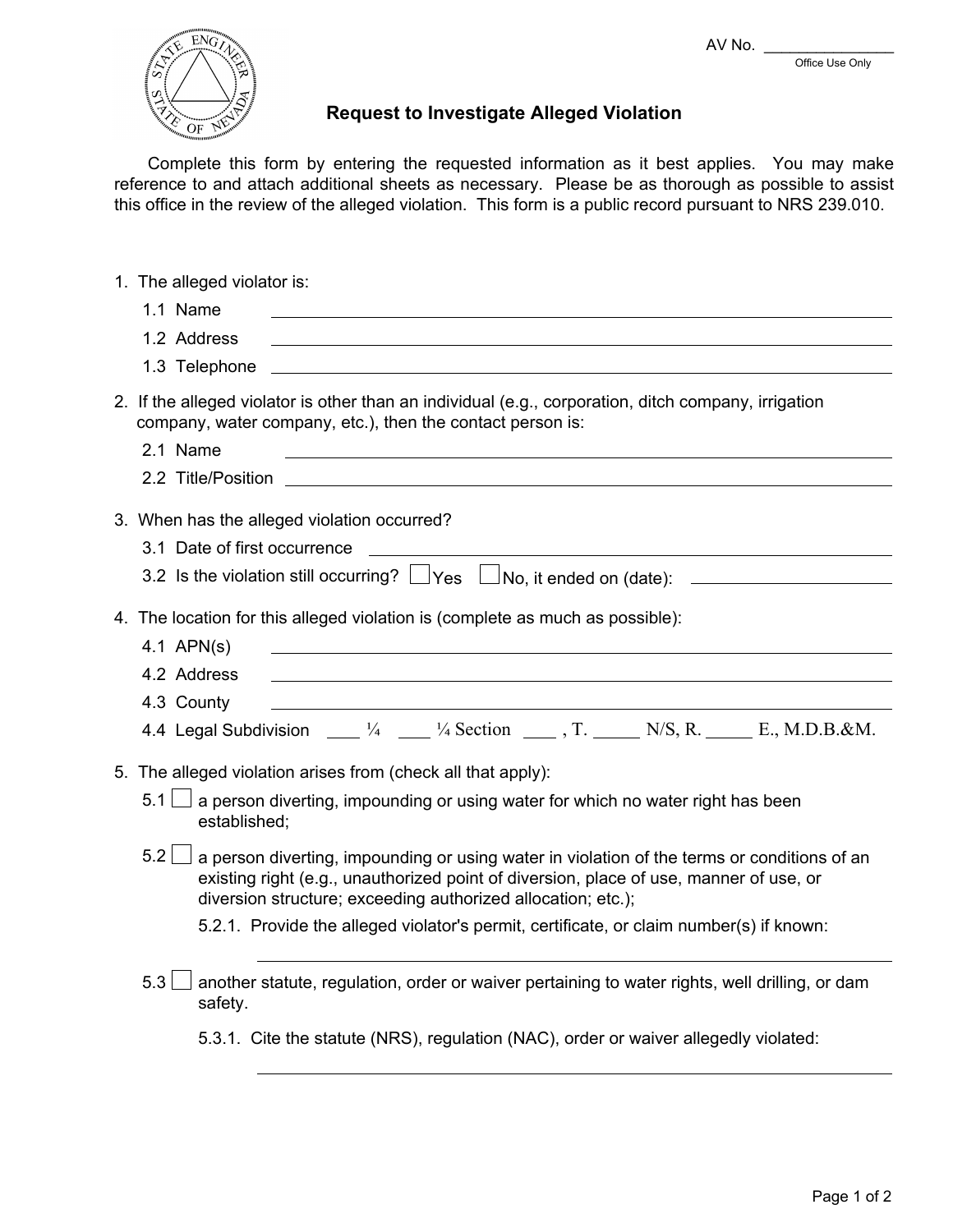AV No. _______________
Office Use Only

# Request to Investigate Alleged Violation

Complete this form by entering the requested information as it best applies. You may make reference to and attach additional sheets as necessary. Please be as thorough as possible to assist this office in the review of the alleged violation. This form is a public record pursuant to NRS 239.010.

1. The alleged violator is:
   - 1.1 Name ______________________________
   - 1.2 Address ______________________________
   - 1.3 Telephone ______________________________

2. If the alleged violator is other than an individual (e.g., corporation, ditch company, irrigation company, water company, etc.), then the contact person is:
   - 2.1 Name ______________________________
   - 2.2 Title/Position ______________________________

3. When has the alleged violation occurred?
   - 3.1 Date of first occurrence ______________________________
   - 3.2 Is the violation still occurring? ☐ Yes ☐ No, it ended on (date): ______________

4. The location for this alleged violation is (complete as much as possible):
   - 4.1 APN(s) ______________________________
   - 4.2 Address ______________________________
   - 4.3 County ______________________________
   - 4.4 Legal Subdivision ____ ¼ ____ ¼ Section ____ , T. _____ N/S, R. _____ E., M.D.B.&M.

5. The alleged violation arises from (check all that apply):
   - 5.1 ☐ a person diverting, impounding or using water for which no water right has been established;
   - 5.2 ☐ a person diverting, impounding or using water in violation of the terms or conditions of an existing right (e.g., unauthorized point of diversion, place of use, manner of use, or diversion structure; exceeding authorized allocation; etc.);
     - 5.2.1. Provide the alleged violator's permit, certificate, or claim number(s) if known:

       ______________________________
   - 5.3 ☐ another statute, regulation, order or waiver pertaining to water rights, well drilling, or dam safety.
     - 5.3.1. Cite the statute (NRS), regulation (NAC), order or waiver allegedly violated:

       ______________________________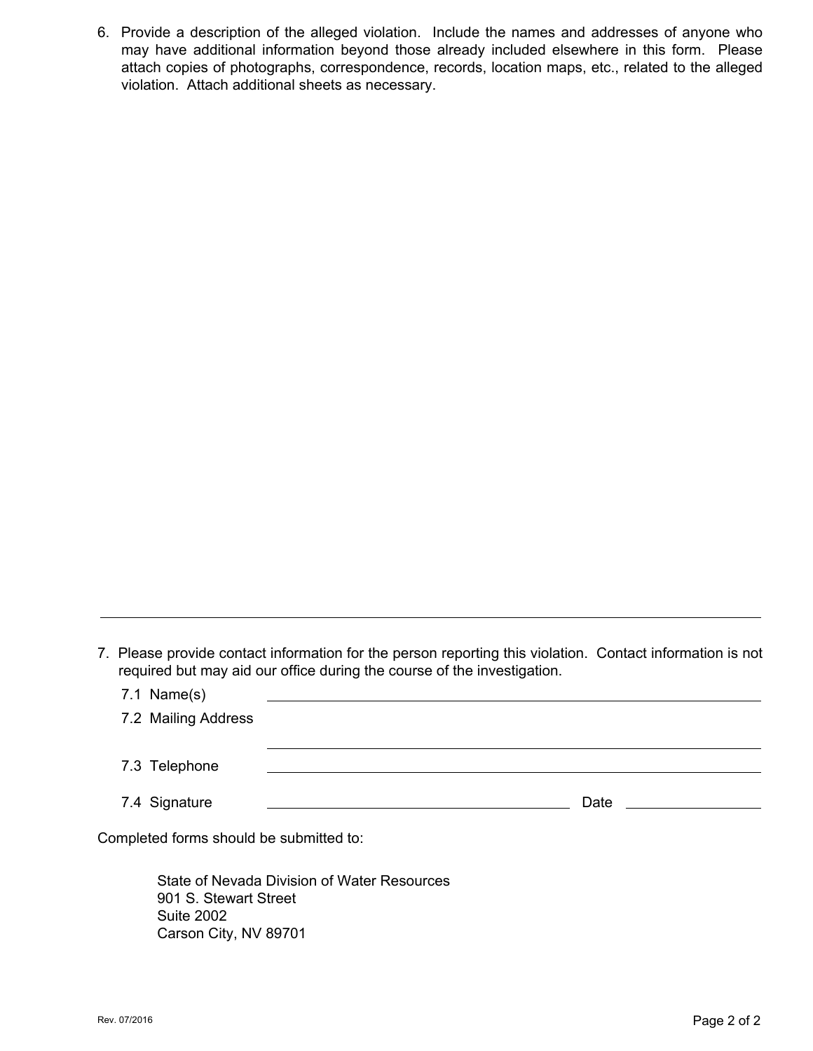6. Provide a description of the alleged violation. Include the names and addresses of anyone who may have additional information beyond those already included elsewhere in this form. Please attach copies of photographs, correspondence, records, location maps, etc., related to the alleged violation. Attach additional sheets as necessary.

---

7. Please provide contact information for the person reporting this violation. Contact information is not required but may aid our office during the course of the investigation.

   7.1 Name(s) ______________________________

   7.2 Mailing Address ______________________________

   7.3 Telephone ______________________________

   7.4 Signature ______________________________ Date ______________

Completed forms should be submitted to:

State of Nevada Division of Water Resources
901 S. Stewart Street
Suite 2002
Carson City, NV 89701

Rev. 07/2016